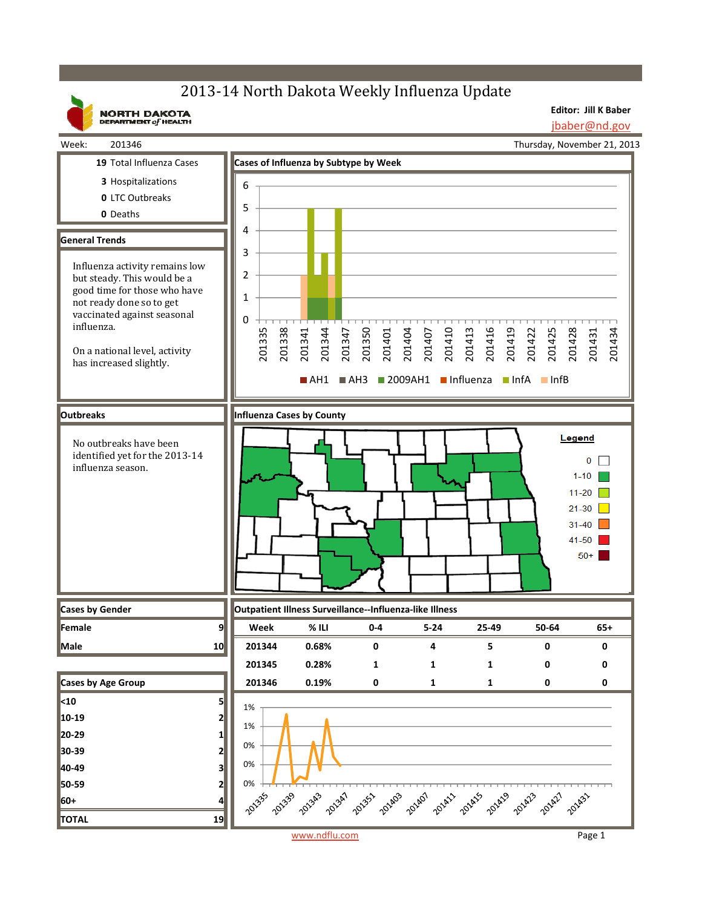# 2013-14 North Dakota Weekly Influenza Update

NORTH DAKOTA DEPARTMENT of HEALTH

**Editor: Jill K Baber**
jbaber@nd.gov

Week: 201346

Thursday, November 21, 2013

**19** Total Influenza Cases

**3** Hospitalizations

**0** LTC Outbreaks

**0** Deaths

## General Trends

Influenza activity remains low but steady. This would be a good time for those who have not ready done so to get vaccinated against seasonal influenza.

On a national level, activity has increased slightly.

## Cases of Influenza by Subtype by Week

AH1 | AH3 | 2009AH1 | Influenza | InfA | InfB

## Outbreaks

No outbreaks have been identified yet for the 2013-14 influenza season.

## Influenza Cases by County

Legend: 0 | 1-10 | 11-20 | 21-30 | 31-40 | 41-50 | 50+

## Cases by Gender

| | |
|---|---|
| Female | 9 |
| Male | 10 |

## Outpatient Illness Surveillance--Influenza-like Illness

| Week | % ILI | 0-4 | 5-24 | 25-49 | 50-64 | 65+ |
|---|---|---|---|---|---|---|
| 201344 | 0.68% | 0 | 4 | 5 | 0 | 0 |
| 201345 | 0.28% | 1 | 1 | 1 | 0 | 0 |
| 201346 | 0.19% | 0 | 1 | 1 | 0 | 0 |

## Cases by Age Group

| | |
|---|---|
| <10 | 5 |
| 10-19 | 2 |
| 20-29 | 1 |
| 30-39 | 2 |
| 40-49 | 3 |
| 50-59 | 2 |
| 60+ | 4 |
| **TOTAL** | **19** |

www.ndflu.com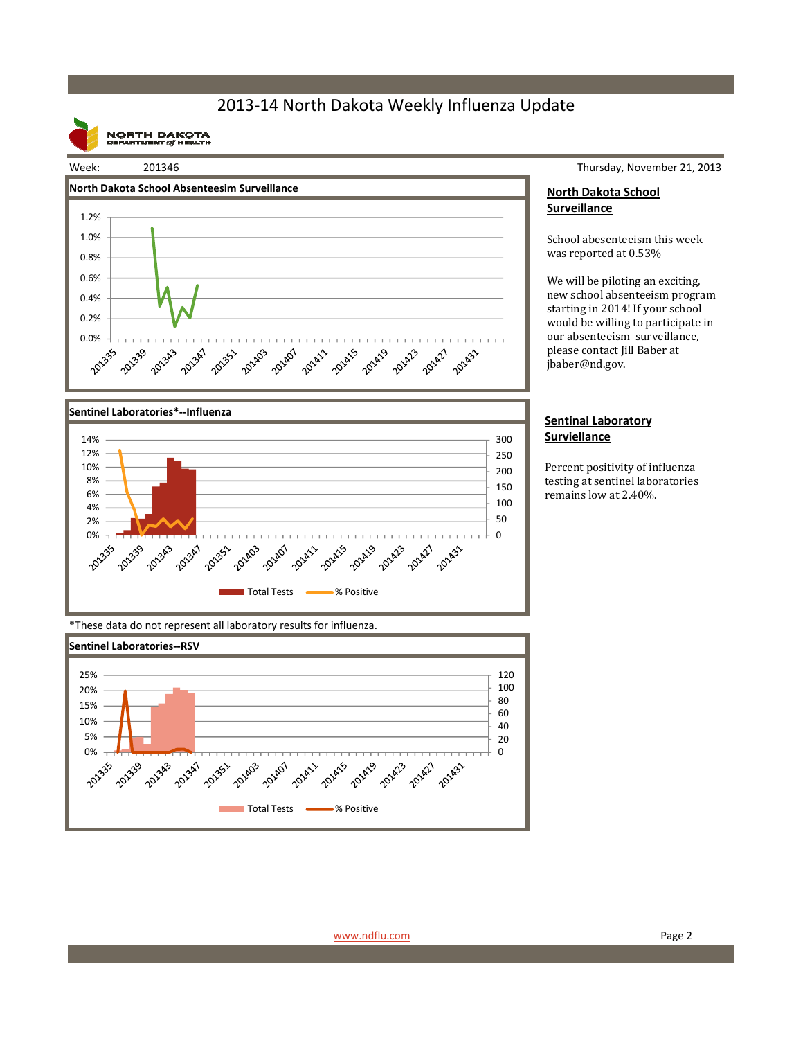# 2013-14 North Dakota Weekly Influenza Update

NORTH DAKOTA DEPARTMENT of HEALTH

Week: 201346

Thursday, November 21, 2013

## North Dakota School Absenteesim Surveillance

1.2%
1.0%
0.8%
0.6%
0.4%
0.2%
0.0%

201335 201339 201343 201347 201351 201403 201407 201411 201415 201419 201423 201427 201431

## Sentinel Laboratories*--Influenza

14% 12% 10% 8% 6% 4% 2% 0%

300 250 200 150 100 50 0

201335 201339 201343 201347 201351 201403 201407 201411 201415 201419 201423 201427 201431

Total Tests | % Positive

*These data do not represent all laboratory results for influenza.

## Sentinel Laboratories--RSV

25% 20% 15% 10% 5% 0%

120 100 80 60 40 20 0

201335 201339 201343 201347 201351 201403 201407 201411 201415 201419 201423 201427 201431

Total Tests | % Positive

## North Dakota School Surveillance

School absenteeism this week was reported at 0.53%

We will be piloting an exciting, new school absenteeism program starting in 2014! If your school would be willing to participate in our absenteeism surveillance, please contact Jill Baber at jbaber@nd.gov.

## Sentinal Laboratory Surviellance

Percent positivity of influenza testing at sentinel laboratories remains low at 2.40%.

www.ndflu.com